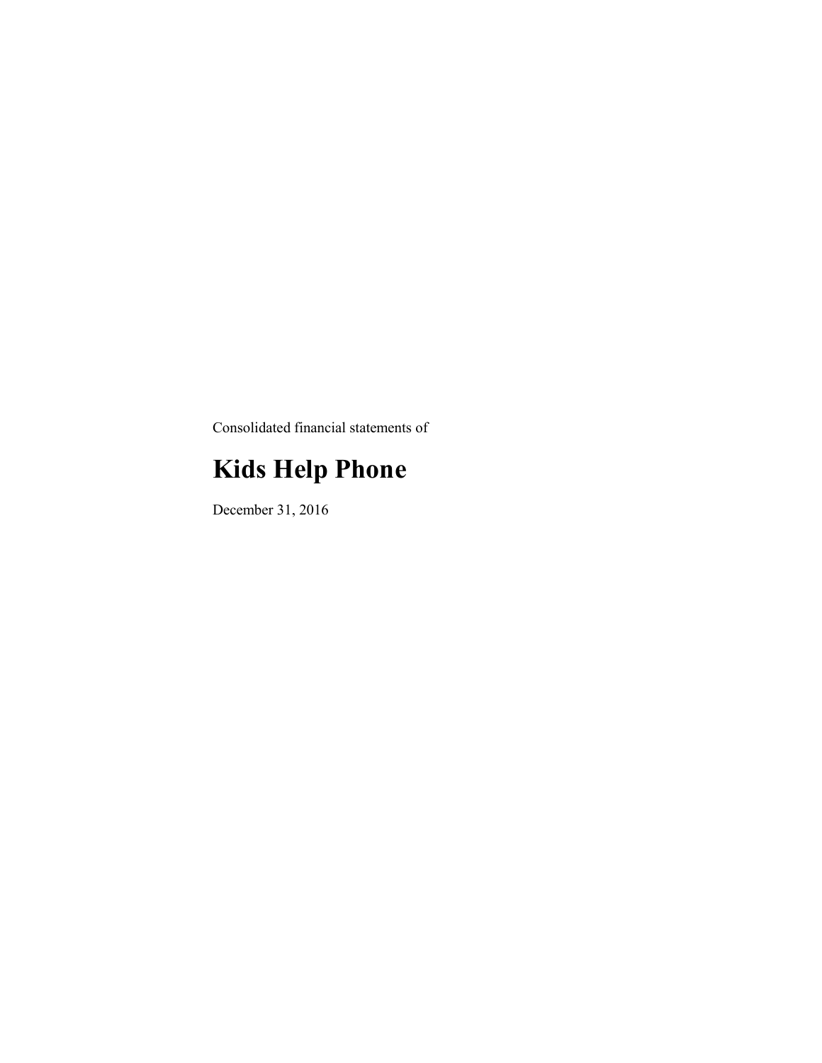Consolidated financial statements of

# Kids Help Phone

December 31, 2016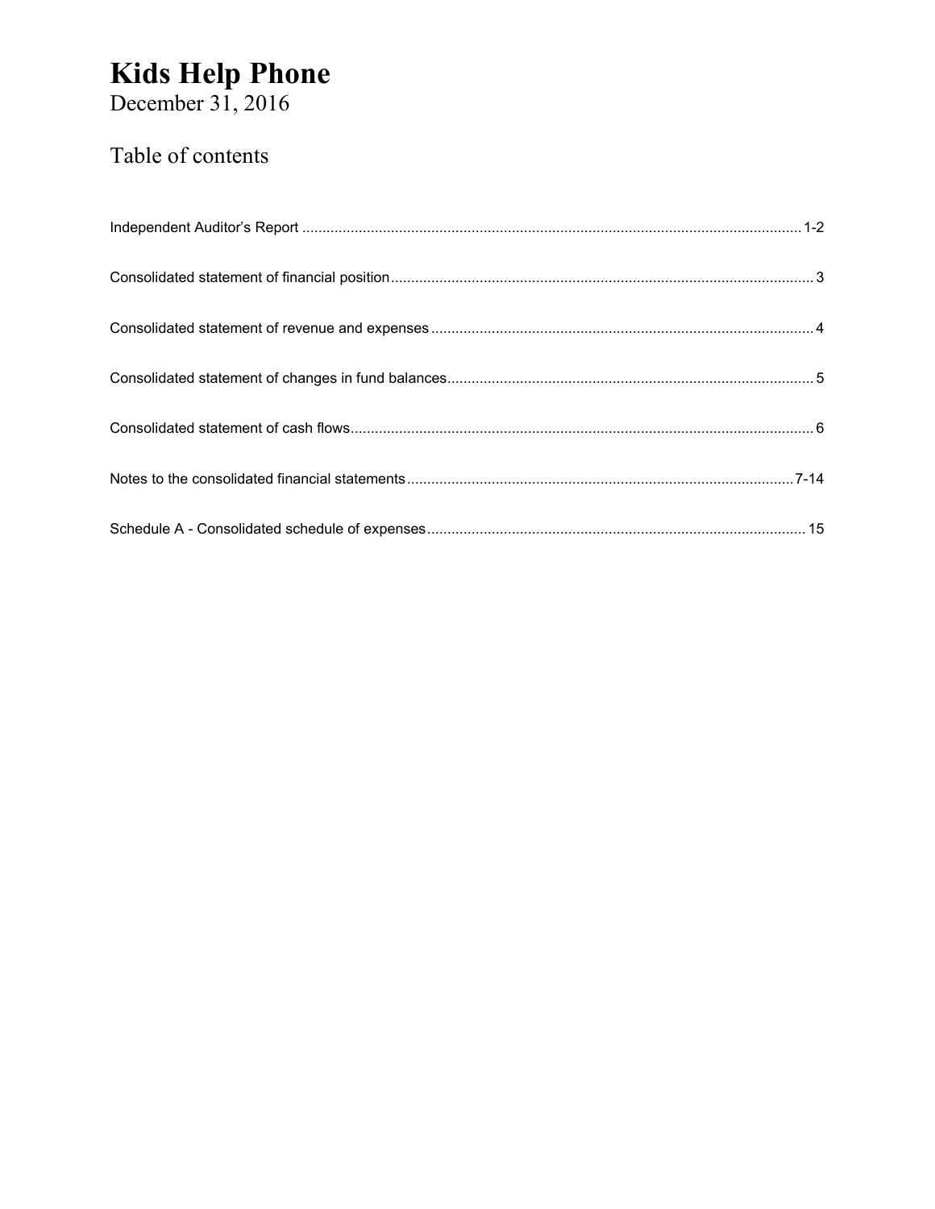# Kids Help Phone

December 31, 2016

## Table of contents

| | |
|---|---|
| Independent Auditor's Report | 1-2 |
| Consolidated statement of financial position | 3 |
| Consolidated statement of revenue and expenses | 4 |
| Consolidated statement of changes in fund balances | 5 |
| Consolidated statement of cash flows | 6 |
| Notes to the consolidated financial statements | 7-14 |
| Schedule A - Consolidated schedule of expenses | 15 |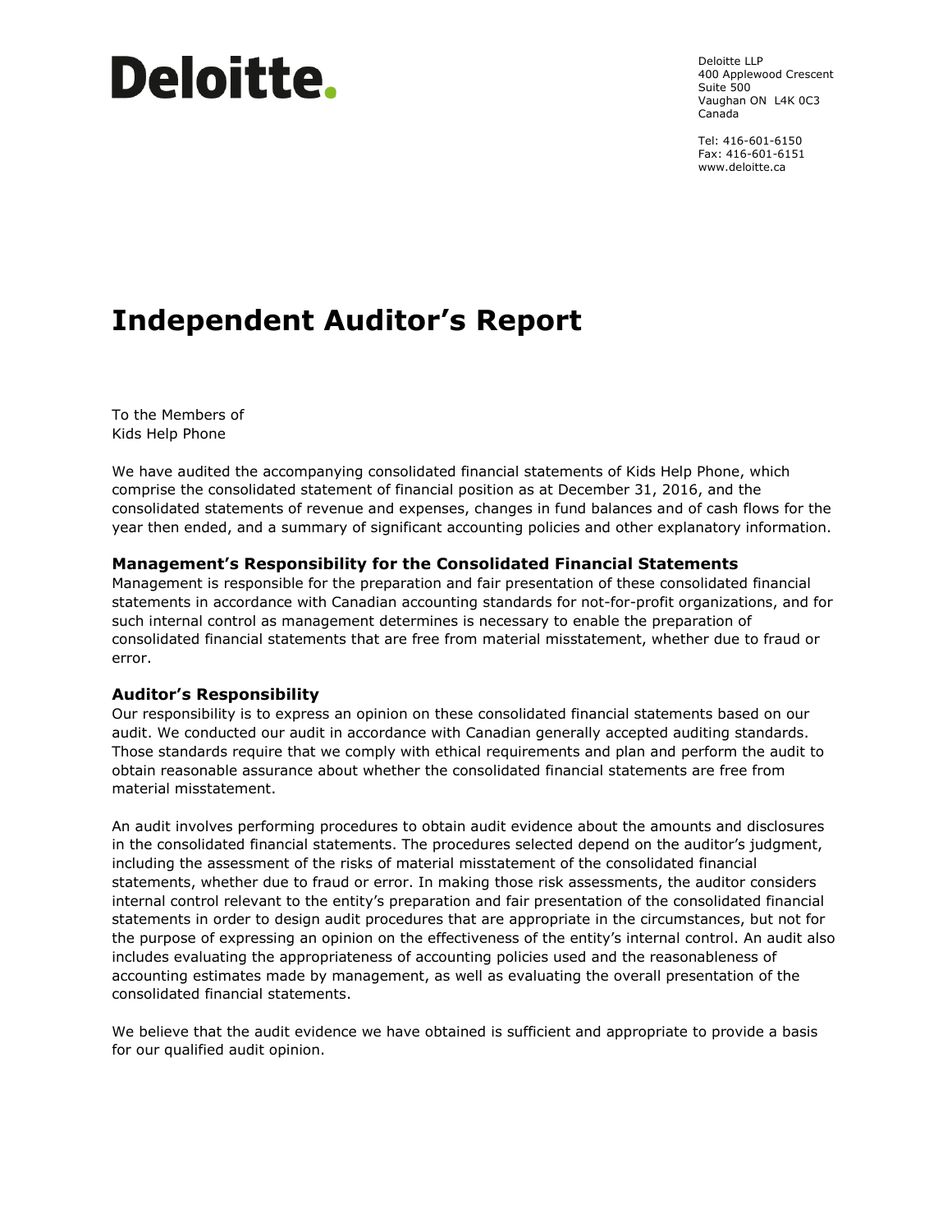# Deloitte.

Deloitte LLP
400 Applewood Crescent
Suite 500
Vaughan ON L4K 0C3
Canada

Tel: 416-601-6150
Fax: 416-601-6151
www.deloitte.ca

# Independent Auditor's Report

To the Members of
Kids Help Phone

We have audited the accompanying consolidated financial statements of Kids Help Phone, which comprise the consolidated statement of financial position as at December 31, 2016, and the consolidated statements of revenue and expenses, changes in fund balances and of cash flows for the year then ended, and a summary of significant accounting policies and other explanatory information.

### Management's Responsibility for the Consolidated Financial Statements

Management is responsible for the preparation and fair presentation of these consolidated financial statements in accordance with Canadian accounting standards for not-for-profit organizations, and for such internal control as management determines is necessary to enable the preparation of consolidated financial statements that are free from material misstatement, whether due to fraud or error.

### Auditor's Responsibility

Our responsibility is to express an opinion on these consolidated financial statements based on our audit. We conducted our audit in accordance with Canadian generally accepted auditing standards. Those standards require that we comply with ethical requirements and plan and perform the audit to obtain reasonable assurance about whether the consolidated financial statements are free from material misstatement.

An audit involves performing procedures to obtain audit evidence about the amounts and disclosures in the consolidated financial statements. The procedures selected depend on the auditor's judgment, including the assessment of the risks of material misstatement of the consolidated financial statements, whether due to fraud or error. In making those risk assessments, the auditor considers internal control relevant to the entity's preparation and fair presentation of the consolidated financial statements in order to design audit procedures that are appropriate in the circumstances, but not for the purpose of expressing an opinion on the effectiveness of the entity's internal control. An audit also includes evaluating the appropriateness of accounting policies used and the reasonableness of accounting estimates made by management, as well as evaluating the overall presentation of the consolidated financial statements.

We believe that the audit evidence we have obtained is sufficient and appropriate to provide a basis for our qualified audit opinion.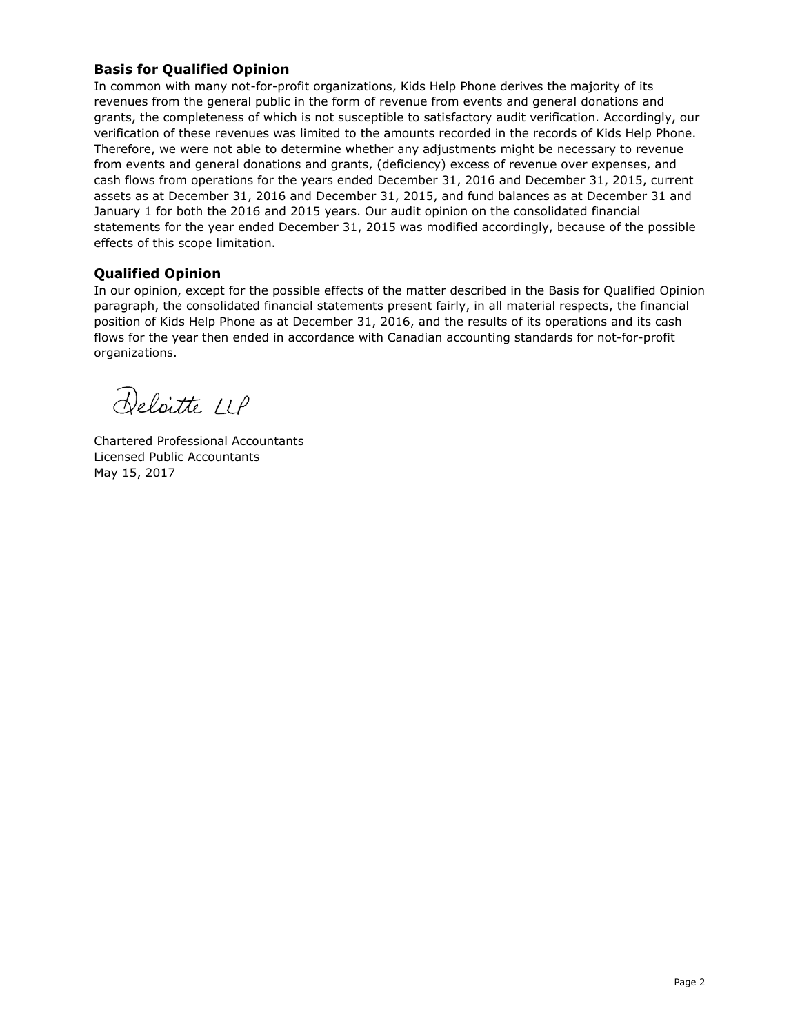## Basis for Qualified Opinion

In common with many not-for-profit organizations, Kids Help Phone derives the majority of its revenues from the general public in the form of revenue from events and general donations and grants, the completeness of which is not susceptible to satisfactory audit verification. Accordingly, our verification of these revenues was limited to the amounts recorded in the records of Kids Help Phone. Therefore, we were not able to determine whether any adjustments might be necessary to revenue from events and general donations and grants, (deficiency) excess of revenue over expenses, and cash flows from operations for the years ended December 31, 2016 and December 31, 2015, current assets as at December 31, 2016 and December 31, 2015, and fund balances as at December 31 and January 1 for both the 2016 and 2015 years. Our audit opinion on the consolidated financial statements for the year ended December 31, 2015 was modified accordingly, because of the possible effects of this scope limitation.

## Qualified Opinion

In our opinion, except for the possible effects of the matter described in the Basis for Qualified Opinion paragraph, the consolidated financial statements present fairly, in all material respects, the financial position of Kids Help Phone as at December 31, 2016, and the results of its operations and its cash flows for the year then ended in accordance with Canadian accounting standards for not-for-profit organizations.

Deloitte LLP

Chartered Professional Accountants
Licensed Public Accountants
May 15, 2017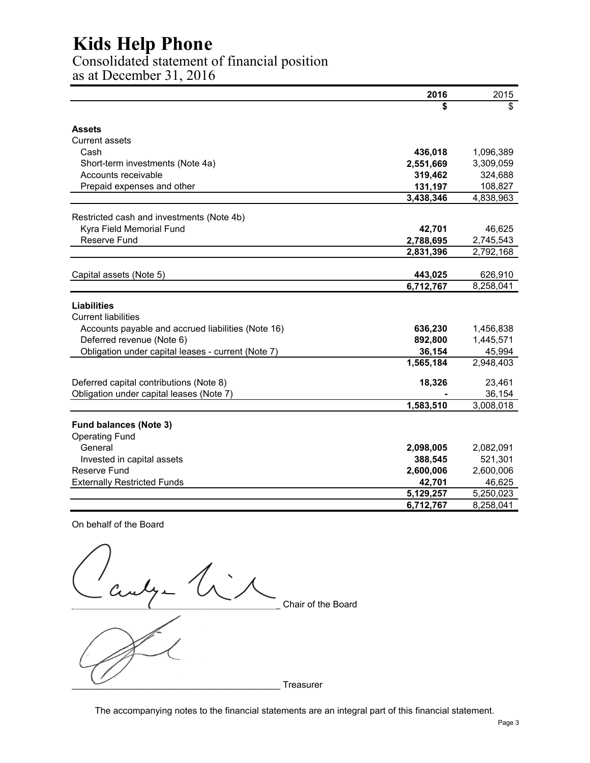# Kids Help Phone

## Consolidated statement of financial position
as at December 31, 2016

| | 2016 | 2015 |
|---|---|---|
| | $ | $ |
| **Assets** | | |
| Current assets | | |
| Cash | **436,018** | 1,096,389 |
| Short-term investments (Note 4a) | **2,551,669** | 3,309,059 |
| Accounts receivable | **319,462** | 324,688 |
| Prepaid expenses and other | **131,197** | 108,827 |
| | **3,438,346** | 4,838,963 |
| Restricted cash and investments (Note 4b) | | |
| Kyra Field Memorial Fund | **42,701** | 46,625 |
| Reserve Fund | **2,788,695** | 2,745,543 |
| | **2,831,396** | 2,792,168 |
| Capital assets (Note 5) | **443,025** | 626,910 |
| | **6,712,767** | 8,258,041 |
| **Liabilities** | | |
| Current liabilities | | |
| Accounts payable and accrued liabilities (Note 16) | **636,230** | 1,456,838 |
| Deferred revenue (Note 6) | **892,800** | 1,445,571 |
| Obligation under capital leases - current (Note 7) | **36,154** | 45,994 |
| | **1,565,184** | 2,948,403 |
| Deferred capital contributions (Note 8) | **18,326** | 23,461 |
| Obligation under capital leases (Note 7) | **-** | 36,154 |
| | **1,583,510** | 3,008,018 |
| **Fund balances (Note 3)** | | |
| Operating Fund | | |
| General | **2,098,005** | 2,082,091 |
| Invested in capital assets | **388,545** | 521,301 |
| Reserve Fund | **2,600,006** | 2,600,006 |
| Externally Restricted Funds | **42,701** | 46,625 |
| | **5,129,257** | 5,250,023 |
| | **6,712,767** | 8,258,041 |

On behalf of the Board

_______________________________ Chair of the Board

_______________________________ Treasurer

The accompanying notes to the financial statements are an integral part of this financial statement.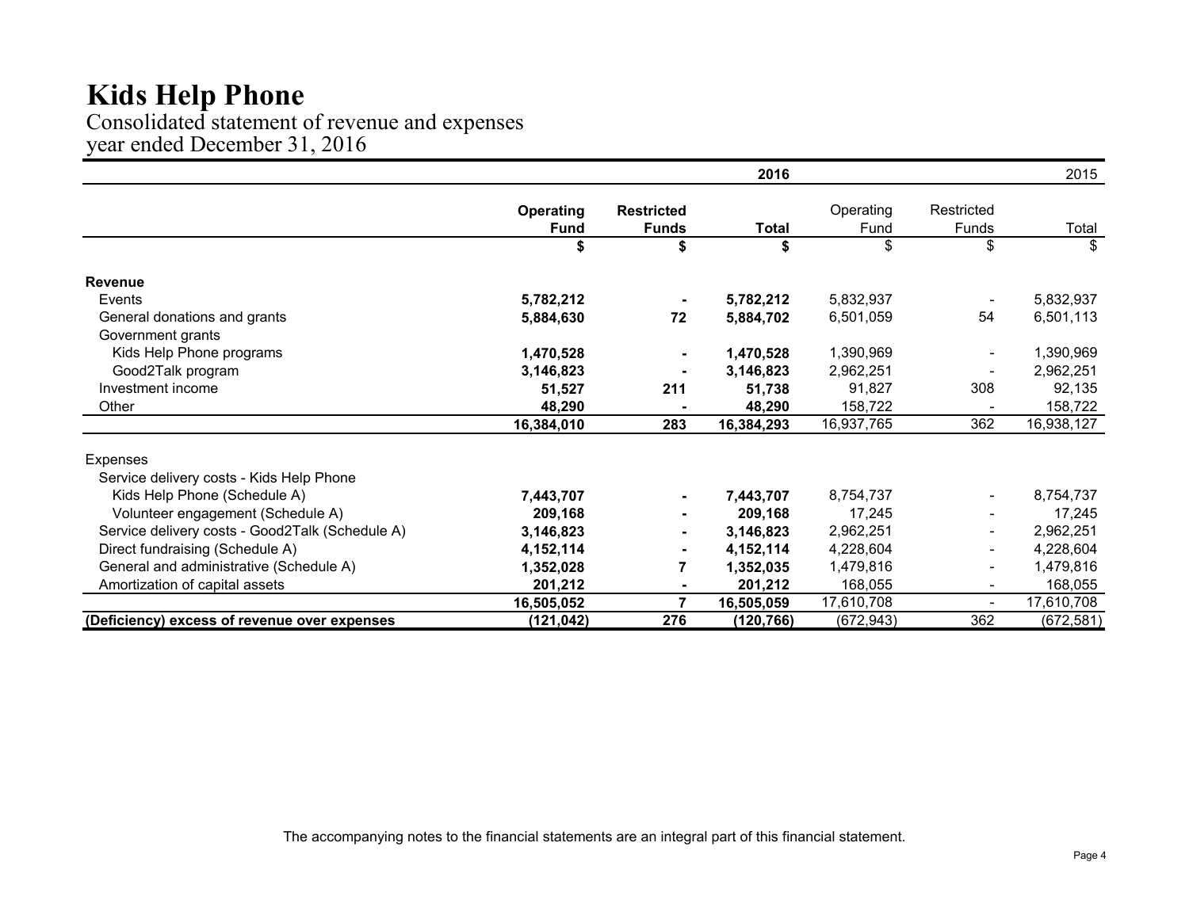# Kids Help Phone

Consolidated statement of revenue and expenses
year ended December 31, 2016

| | 2016 | | | 2015 | | |
|---|---|---|---|---|---|---|
| | **Operating Fund** | **Restricted Funds** | **Total** | Operating Fund | Restricted Funds | Total |
| | **$** | **$** | **$** | $ | $ | $ |
| **Revenue** | | | | | | |
| Events | **5,782,212** | **-** | **5,782,212** | 5,832,937 | - | 5,832,937 |
| General donations and grants | **5,884,630** | **72** | **5,884,702** | 6,501,059 | 54 | 6,501,113 |
| Government grants | | | | | | |
| Kids Help Phone programs | **1,470,528** | **-** | **1,470,528** | 1,390,969 | - | 1,390,969 |
| Good2Talk program | **3,146,823** | **-** | **3,146,823** | 2,962,251 | - | 2,962,251 |
| Investment income | **51,527** | **211** | **51,738** | 91,827 | 308 | 92,135 |
| Other | **48,290** | **-** | **48,290** | 158,722 | - | 158,722 |
| | **16,384,010** | **283** | **16,384,293** | 16,937,765 | 362 | 16,938,127 |
| Expenses | | | | | | |
| Service delivery costs - Kids Help Phone | | | | | | |
| Kids Help Phone (Schedule A) | **7,443,707** | **-** | **7,443,707** | 8,754,737 | - | 8,754,737 |
| Volunteer engagement (Schedule A) | **209,168** | **-** | **209,168** | 17,245 | - | 17,245 |
| Service delivery costs - Good2Talk (Schedule A) | **3,146,823** | **-** | **3,146,823** | 2,962,251 | - | 2,962,251 |
| Direct fundraising (Schedule A) | **4,152,114** | **-** | **4,152,114** | 4,228,604 | - | 4,228,604 |
| General and administrative (Schedule A) | **1,352,028** | **7** | **1,352,035** | 1,479,816 | - | 1,479,816 |
| Amortization of capital assets | **201,212** | **-** | **201,212** | 168,055 | - | 168,055 |
| | **16,505,052** | **7** | **16,505,059** | 17,610,708 | - | 17,610,708 |
| **(Deficiency) excess of revenue over expenses** | **(121,042)** | **276** | **(120,766)** | (672,943) | 362 | (672,581) |

The accompanying notes to the financial statements are an integral part of this financial statement.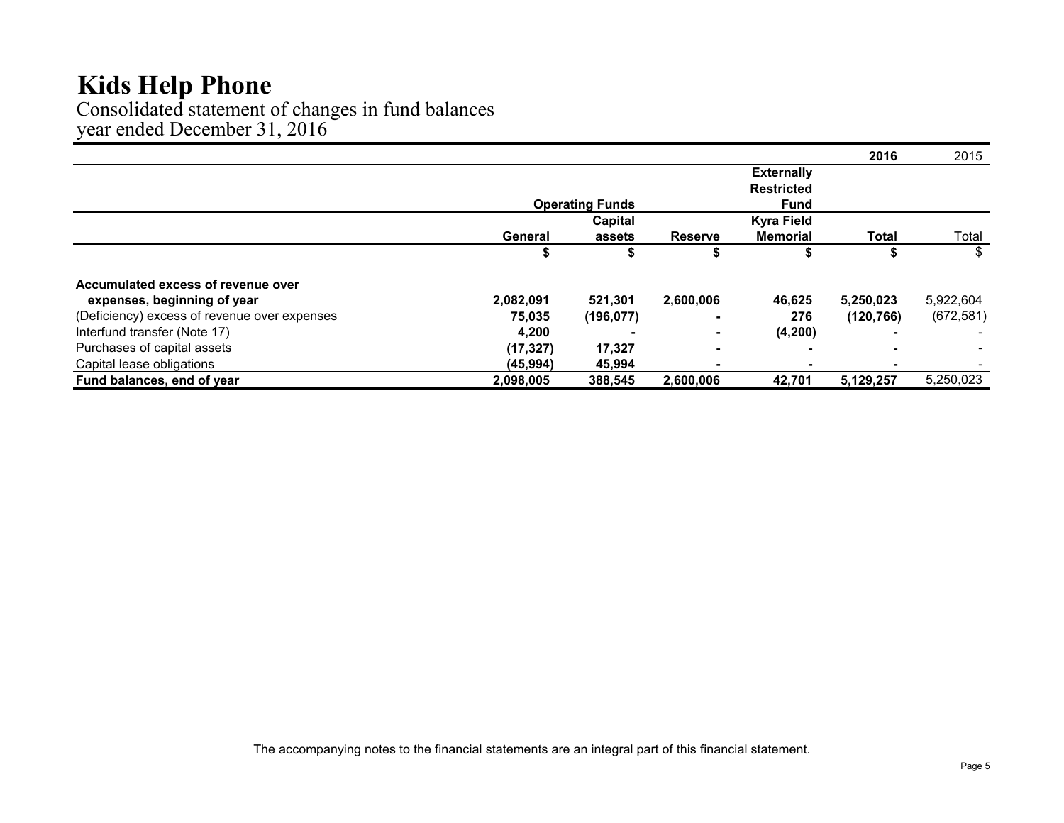# Kids Help Phone

Consolidated statement of changes in fund balances
year ended December 31, 2016

| | Operating Funds | | | Externally Restricted Fund | 2016 | 2015 |
|---|---|---|---|---|---|---|
| | General | Capital assets | Reserve | Kyra Field Memorial | Total | Total |
| | $ | $ | $ | $ | $ | $ |
| **Accumulated excess of revenue over expenses, beginning of year** | **2,082,091** | **521,301** | **2,600,006** | **46,625** | **5,250,023** | 5,922,604 |
| (Deficiency) excess of revenue over expenses | **75,035** | **(196,077)** | **-** | **276** | **(120,766)** | (672,581) |
| Interfund transfer (Note 17) | **4,200** | **-** | **-** | **(4,200)** | **-** | - |
| Purchases of capital assets | **(17,327)** | **17,327** | **-** | **-** | **-** | - |
| Capital lease obligations | **(45,994)** | **45,994** | **-** | **-** | **-** | - |
| **Fund balances, end of year** | **2,098,005** | **388,545** | **2,600,006** | **42,701** | **5,129,257** | 5,250,023 |

The accompanying notes to the financial statements are an integral part of this financial statement.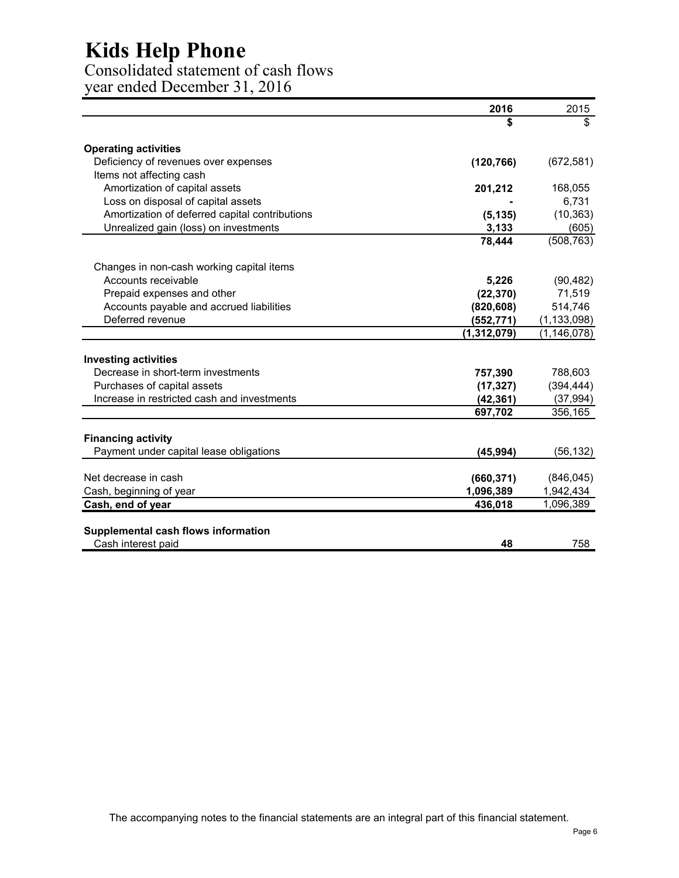# Kids Help Phone

## Consolidated statement of cash flows
year ended December 31, 2016

| | 2016 | 2015 |
|---|---|---|
| | **$** | $ |
| **Operating activities** | | |
| Deficiency of revenues over expenses | **(120,766)** | (672,581) |
| Items not affecting cash | | |
| Amortization of capital assets | **201,212** | 168,055 |
| Loss on disposal of capital assets | **-** | 6,731 |
| Amortization of deferred capital contributions | **(5,135)** | (10,363) |
| Unrealized gain (loss) on investments | **3,133** | (605) |
| | **78,444** | (508,763) |
| Changes in non-cash working capital items | | |
| Accounts receivable | **5,226** | (90,482) |
| Prepaid expenses and other | **(22,370)** | 71,519 |
| Accounts payable and accrued liabilities | **(820,608)** | 514,746 |
| Deferred revenue | **(552,771)** | (1,133,098) |
| | **(1,312,079)** | (1,146,078) |
| **Investing activities** | | |
| Decrease in short-term investments | **757,390** | 788,603 |
| Purchases of capital assets | **(17,327)** | (394,444) |
| Increase in restricted cash and investments | **(42,361)** | (37,994) |
| | **697,702** | 356,165 |
| **Financing activity** | | |
| Payment under capital lease obligations | **(45,994)** | (56,132) |
| Net decrease in cash | **(660,371)** | (846,045) |
| Cash, beginning of year | **1,096,389** | 1,942,434 |
| **Cash, end of year** | **436,018** | 1,096,389 |
| **Supplemental cash flows information** | | |
| Cash interest paid | **48** | 758 |

The accompanying notes to the financial statements are an integral part of this financial statement.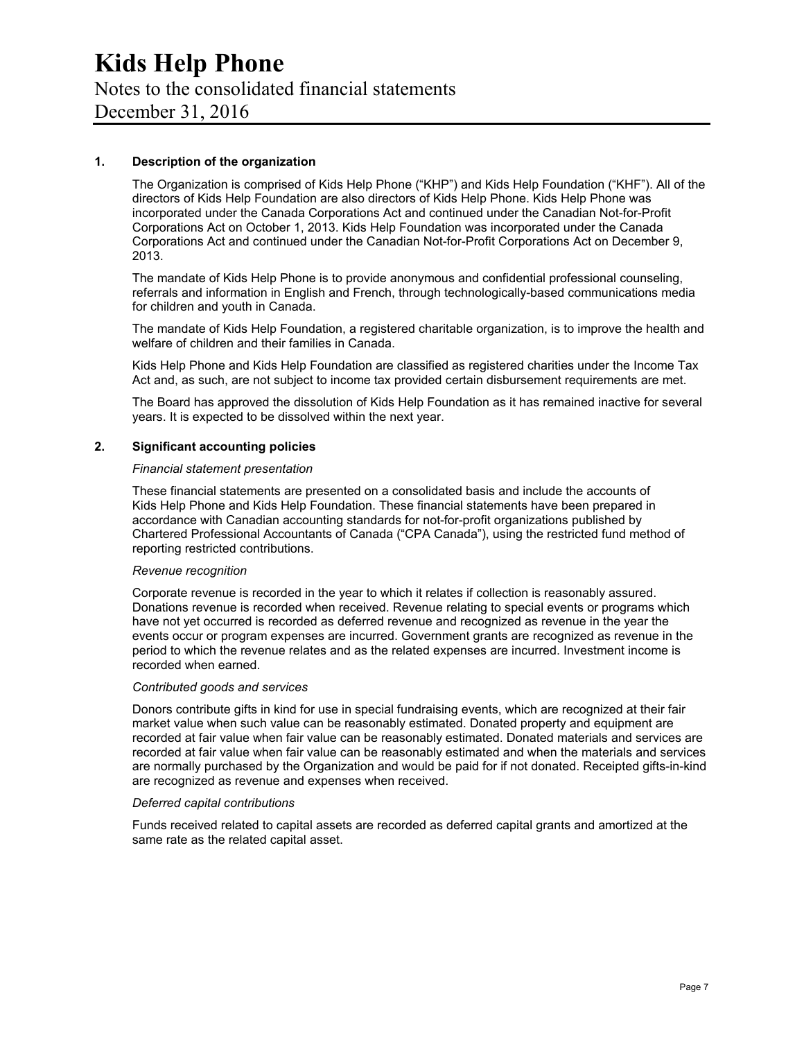# Kids Help Phone

Notes to the consolidated financial statements

December 31, 2016

## 1. Description of the organization

The Organization is comprised of Kids Help Phone ("KHP") and Kids Help Foundation ("KHF"). All of the directors of Kids Help Foundation are also directors of Kids Help Phone. Kids Help Phone was incorporated under the Canada Corporations Act and continued under the Canadian Not-for-Profit Corporations Act on October 1, 2013. Kids Help Foundation was incorporated under the Canada Corporations Act and continued under the Canadian Not-for-Profit Corporations Act on December 9, 2013.

The mandate of Kids Help Phone is to provide anonymous and confidential professional counseling, referrals and information in English and French, through technologically-based communications media for children and youth in Canada.

The mandate of Kids Help Foundation, a registered charitable organization, is to improve the health and welfare of children and their families in Canada.

Kids Help Phone and Kids Help Foundation are classified as registered charities under the Income Tax Act and, as such, are not subject to income tax provided certain disbursement requirements are met.

The Board has approved the dissolution of Kids Help Foundation as it has remained inactive for several years. It is expected to be dissolved within the next year.

## 2. Significant accounting policies

*Financial statement presentation*

These financial statements are presented on a consolidated basis and include the accounts of Kids Help Phone and Kids Help Foundation. These financial statements have been prepared in accordance with Canadian accounting standards for not-for-profit organizations published by Chartered Professional Accountants of Canada ("CPA Canada"), using the restricted fund method of reporting restricted contributions.

*Revenue recognition*

Corporate revenue is recorded in the year to which it relates if collection is reasonably assured. Donations revenue is recorded when received. Revenue relating to special events or programs which have not yet occurred is recorded as deferred revenue and recognized as revenue in the year the events occur or program expenses are incurred. Government grants are recognized as revenue in the period to which the revenue relates and as the related expenses are incurred. Investment income is recorded when earned.

*Contributed goods and services*

Donors contribute gifts in kind for use in special fundraising events, which are recognized at their fair market value when such value can be reasonably estimated. Donated property and equipment are recorded at fair value when fair value can be reasonably estimated. Donated materials and services are recorded at fair value when fair value can be reasonably estimated and when the materials and services are normally purchased by the Organization and would be paid for if not donated. Receipted gifts-in-kind are recognized as revenue and expenses when received.

*Deferred capital contributions*

Funds received related to capital assets are recorded as deferred capital grants and amortized at the same rate as the related capital asset.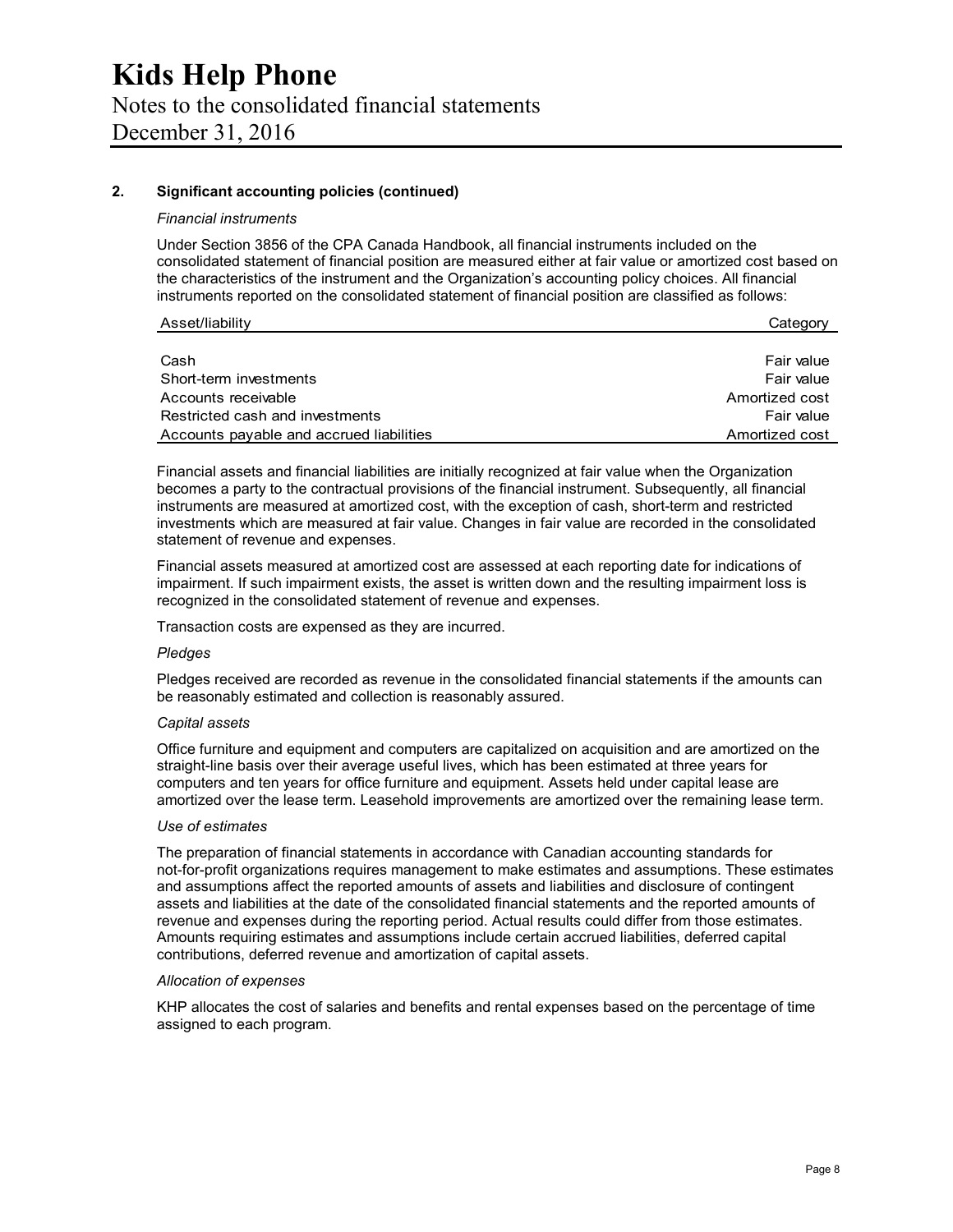## 2. Significant accounting policies (continued)

*Financial instruments*

Under Section 3856 of the CPA Canada Handbook, all financial instruments included on the consolidated statement of financial position are measured either at fair value or amortized cost based on the characteristics of the instrument and the Organization's accounting policy choices. All financial instruments reported on the consolidated statement of financial position are classified as follows:

| Asset/liability | Category |
|---|---|
| Cash | Fair value |
| Short-term investments | Fair value |
| Accounts receivable | Amortized cost |
| Restricted cash and investments | Fair value |
| Accounts payable and accrued liabilities | Amortized cost |

Financial assets and financial liabilities are initially recognized at fair value when the Organization becomes a party to the contractual provisions of the financial instrument. Subsequently, all financial instruments are measured at amortized cost, with the exception of cash, short-term and restricted investments which are measured at fair value. Changes in fair value are recorded in the consolidated statement of revenue and expenses.

Financial assets measured at amortized cost are assessed at each reporting date for indications of impairment. If such impairment exists, the asset is written down and the resulting impairment loss is recognized in the consolidated statement of revenue and expenses.

Transaction costs are expensed as they are incurred.

*Pledges*

Pledges received are recorded as revenue in the consolidated financial statements if the amounts can be reasonably estimated and collection is reasonably assured.

*Capital assets*

Office furniture and equipment and computers are capitalized on acquisition and are amortized on the straight-line basis over their average useful lives, which has been estimated at three years for computers and ten years for office furniture and equipment. Assets held under capital lease are amortized over the lease term. Leasehold improvements are amortized over the remaining lease term.

*Use of estimates*

The preparation of financial statements in accordance with Canadian accounting standards for not-for-profit organizations requires management to make estimates and assumptions. These estimates and assumptions affect the reported amounts of assets and liabilities and disclosure of contingent assets and liabilities at the date of the consolidated financial statements and the reported amounts of revenue and expenses during the reporting period. Actual results could differ from those estimates. Amounts requiring estimates and assumptions include certain accrued liabilities, deferred capital contributions, deferred revenue and amortization of capital assets.

*Allocation of expenses*

KHP allocates the cost of salaries and benefits and rental expenses based on the percentage of time assigned to each program.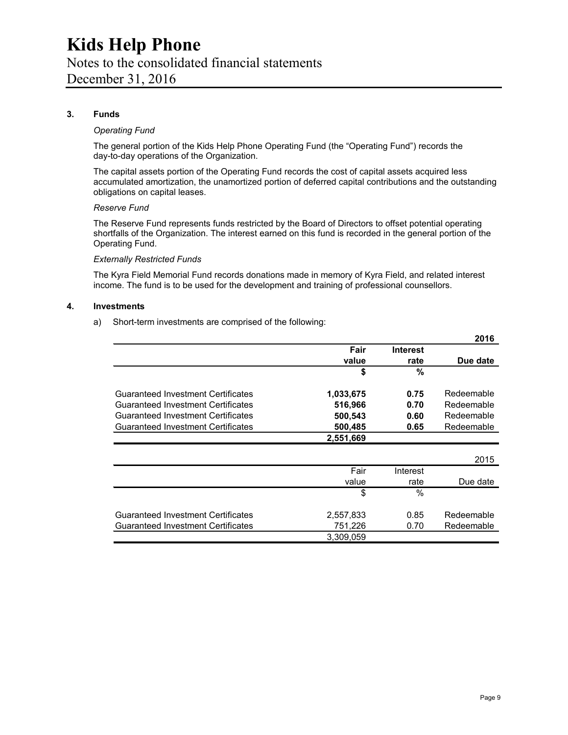# Kids Help Phone

Notes to the consolidated financial statements
December 31, 2016

## 3. Funds

*Operating Fund*

The general portion of the Kids Help Phone Operating Fund (the "Operating Fund") records the day-to-day operations of the Organization.

The capital assets portion of the Operating Fund records the cost of capital assets acquired less accumulated amortization, the unamortized portion of deferred capital contributions and the outstanding obligations on capital leases.

*Reserve Fund*

The Reserve Fund represents funds restricted by the Board of Directors to offset potential operating shortfalls of the Organization. The interest earned on this fund is recorded in the general portion of the Operating Fund.

*Externally Restricted Funds*

The Kyra Field Memorial Fund records donations made in memory of Kyra Field, and related interest income. The fund is to be used for the development and training of professional counsellors.

## 4. Investments

a) Short-term investments are comprised of the following:

| | | | **2016** |
|---|---|---|---|
| | **Fair value** | **Interest rate** | **Due date** |
| | **$** | **%** | |
| Guaranteed Investment Certificates | **1,033,675** | **0.75** | Redeemable |
| Guaranteed Investment Certificates | **516,966** | **0.70** | Redeemable |
| Guaranteed Investment Certificates | **500,543** | **0.60** | Redeemable |
| Guaranteed Investment Certificates | **500,485** | **0.65** | Redeemable |
| | **2,551,669** | | |

| | | | 2015 |
|---|---|---|---|
| | Fair value | Interest rate | Due date |
| | $ | % | |
| Guaranteed Investment Certificates | 2,557,833 | 0.85 | Redeemable |
| Guaranteed Investment Certificates | 751,226 | 0.70 | Redeemable |
| | 3,309,059 | | |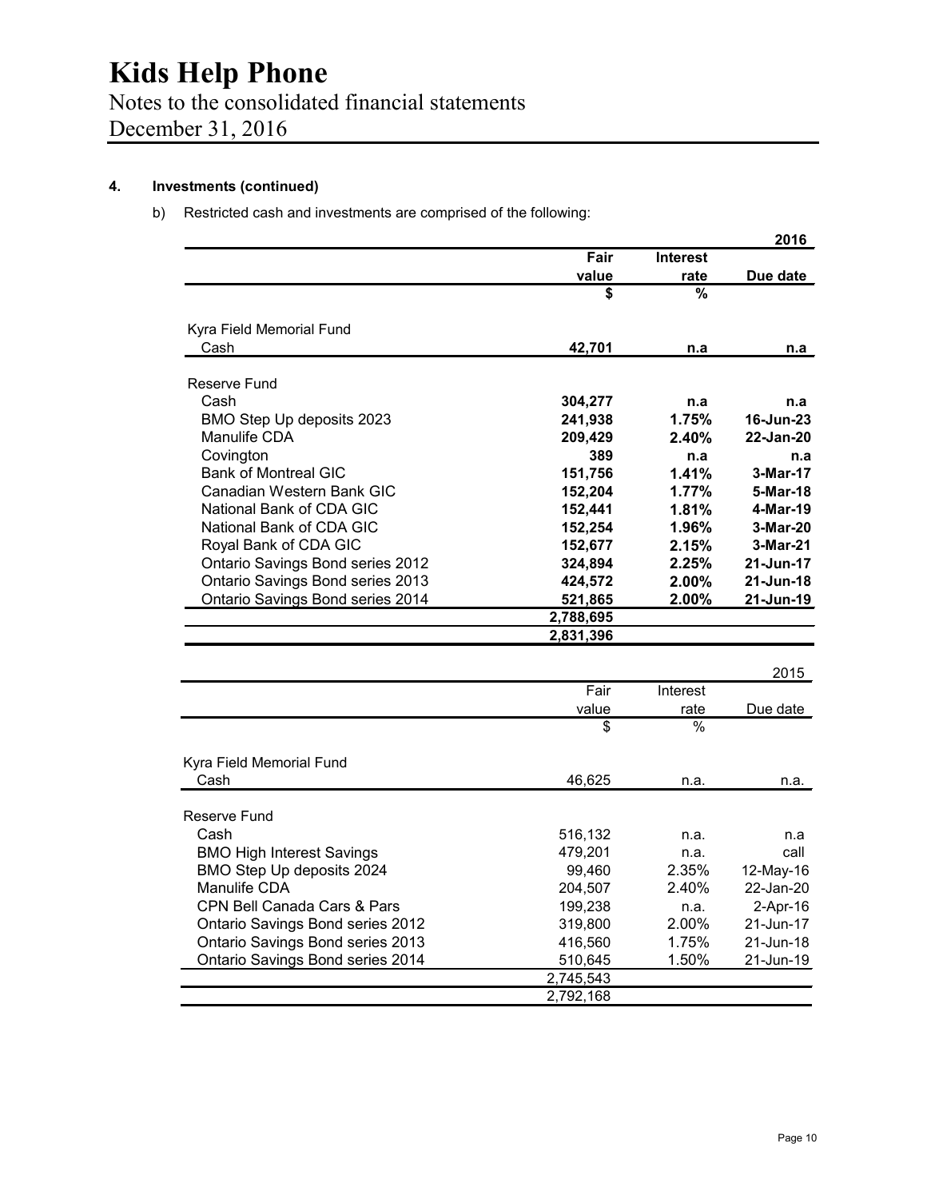# Kids Help Phone

Notes to the consolidated financial statements
December 31, 2016

## 4. Investments (continued)

b) Restricted cash and investments are comprised of the following:

| | | | **2016** |
|---|---|---|---|
| | **Fair value** | **Interest rate** | **Due date** |
| | **$** | **%** | |
| Kyra Field Memorial Fund | | | |
| Cash | **42,701** | **n.a** | **n.a** |
| Reserve Fund | | | |
| Cash | **304,277** | **n.a** | **n.a** |
| BMO Step Up deposits 2023 | **241,938** | **1.75%** | **16-Jun-23** |
| Manulife CDA | **209,429** | **2.40%** | **22-Jan-20** |
| Covington | **389** | **n.a** | **n.a** |
| Bank of Montreal GIC | **151,756** | **1.41%** | **3-Mar-17** |
| Canadian Western Bank GIC | **152,204** | **1.77%** | **5-Mar-18** |
| National Bank of CDA GIC | **152,441** | **1.81%** | **4-Mar-19** |
| National Bank of CDA GIC | **152,254** | **1.96%** | **3-Mar-20** |
| Royal Bank of CDA GIC | **152,677** | **2.15%** | **3-Mar-21** |
| Ontario Savings Bond series 2012 | **324,894** | **2.25%** | **21-Jun-17** |
| Ontario Savings Bond series 2013 | **424,572** | **2.00%** | **21-Jun-18** |
| Ontario Savings Bond series 2014 | **521,865** | **2.00%** | **21-Jun-19** |
| | **2,788,695** | | |
| | **2,831,396** | | |

| | | | 2015 |
|---|---|---|---|
| | Fair value | Interest rate | Due date |
| | $ | % | |
| Kyra Field Memorial Fund | | | |
| Cash | 46,625 | n.a. | n.a. |
| Reserve Fund | | | |
| Cash | 516,132 | n.a. | n.a |
| BMO High Interest Savings | 479,201 | n.a. | call |
| BMO Step Up deposits 2024 | 99,460 | 2.35% | 12-May-16 |
| Manulife CDA | 204,507 | 2.40% | 22-Jan-20 |
| CPN Bell Canada Cars & Pars | 199,238 | n.a. | 2-Apr-16 |
| Ontario Savings Bond series 2012 | 319,800 | 2.00% | 21-Jun-17 |
| Ontario Savings Bond series 2013 | 416,560 | 1.75% | 21-Jun-18 |
| Ontario Savings Bond series 2014 | 510,645 | 1.50% | 21-Jun-19 |
| | 2,745,543 | | |
| | 2,792,168 | | |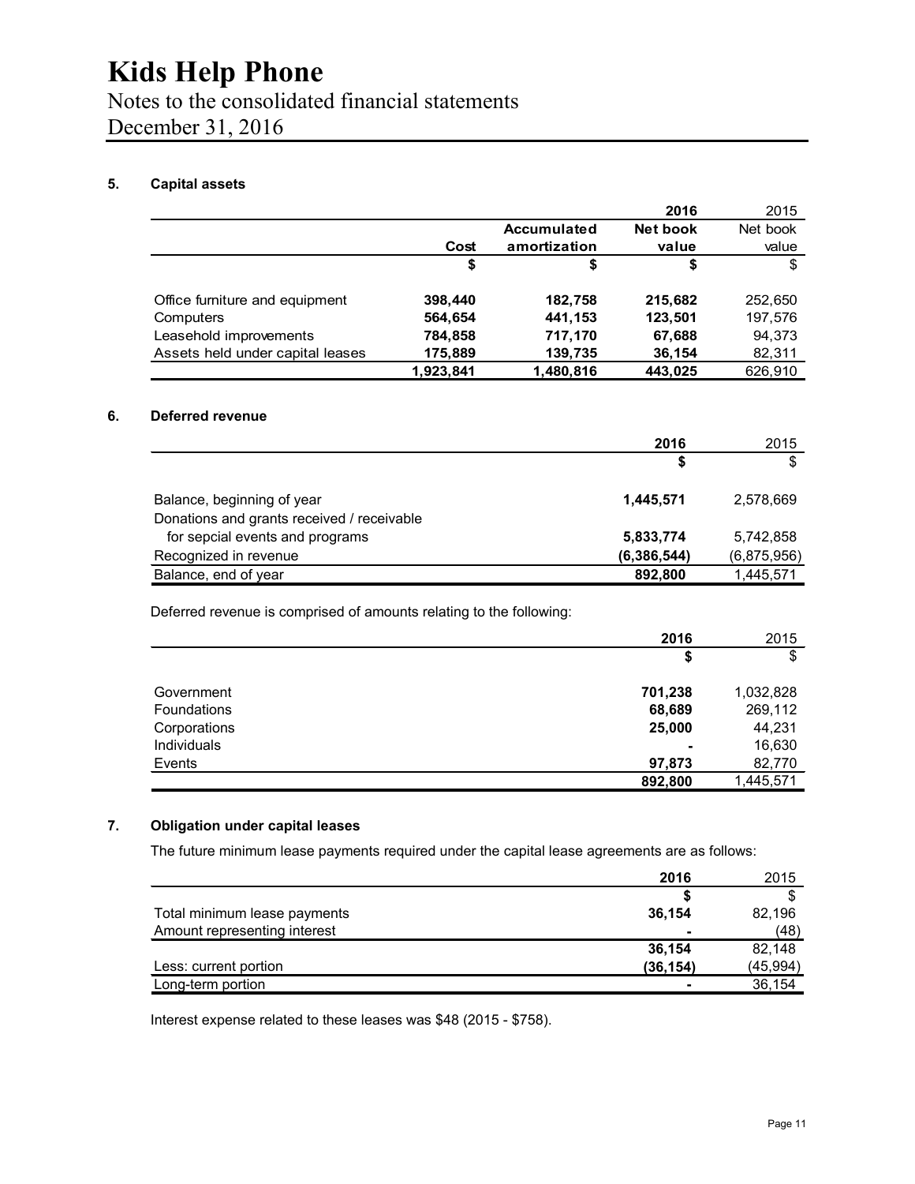# Kids Help Phone

Notes to the consolidated financial statements
December 31, 2016

## 5. Capital assets

| | | | 2016 | 2015 |
|---|---|---|---|---|
| | Cost | Accumulated amortization | Net book value | Net book value |
| | $ | $ | $ | $ |
| Office furniture and equipment | 398,440 | 182,758 | 215,682 | 252,650 |
| Computers | 564,654 | 441,153 | 123,501 | 197,576 |
| Leasehold improvements | 784,858 | 717,170 | 67,688 | 94,373 |
| Assets held under capital leases | 175,889 | 139,735 | 36,154 | 82,311 |
| | 1,923,841 | 1,480,816 | 443,025 | 626,910 |

## 6. Deferred revenue

| | 2016 | 2015 |
|---|---|---|
| | $ | $ |
| Balance, beginning of year | 1,445,571 | 2,578,669 |
| Donations and grants received / receivable for sepcial events and programs | 5,833,774 | 5,742,858 |
| Recognized in revenue | (6,386,544) | (6,875,956) |
| Balance, end of year | 892,800 | 1,445,571 |

Deferred revenue is comprised of amounts relating to the following:

| | 2016 | 2015 |
|---|---|---|
| | $ | $ |
| Government | 701,238 | 1,032,828 |
| Foundations | 68,689 | 269,112 |
| Corporations | 25,000 | 44,231 |
| Individuals | - | 16,630 |
| Events | 97,873 | 82,770 |
| | 892,800 | 1,445,571 |

## 7. Obligation under capital leases

The future minimum lease payments required under the capital lease agreements are as follows:

| | 2016 | 2015 |
|---|---|---|
| | $ | $ |
| Total minimum lease payments | 36,154 | 82,196 |
| Amount representing interest | - | (48) |
| | 36,154 | 82,148 |
| Less: current portion | (36,154) | (45,994) |
| Long-term portion | - | 36,154 |

Interest expense related to these leases was $48 (2015 - $758).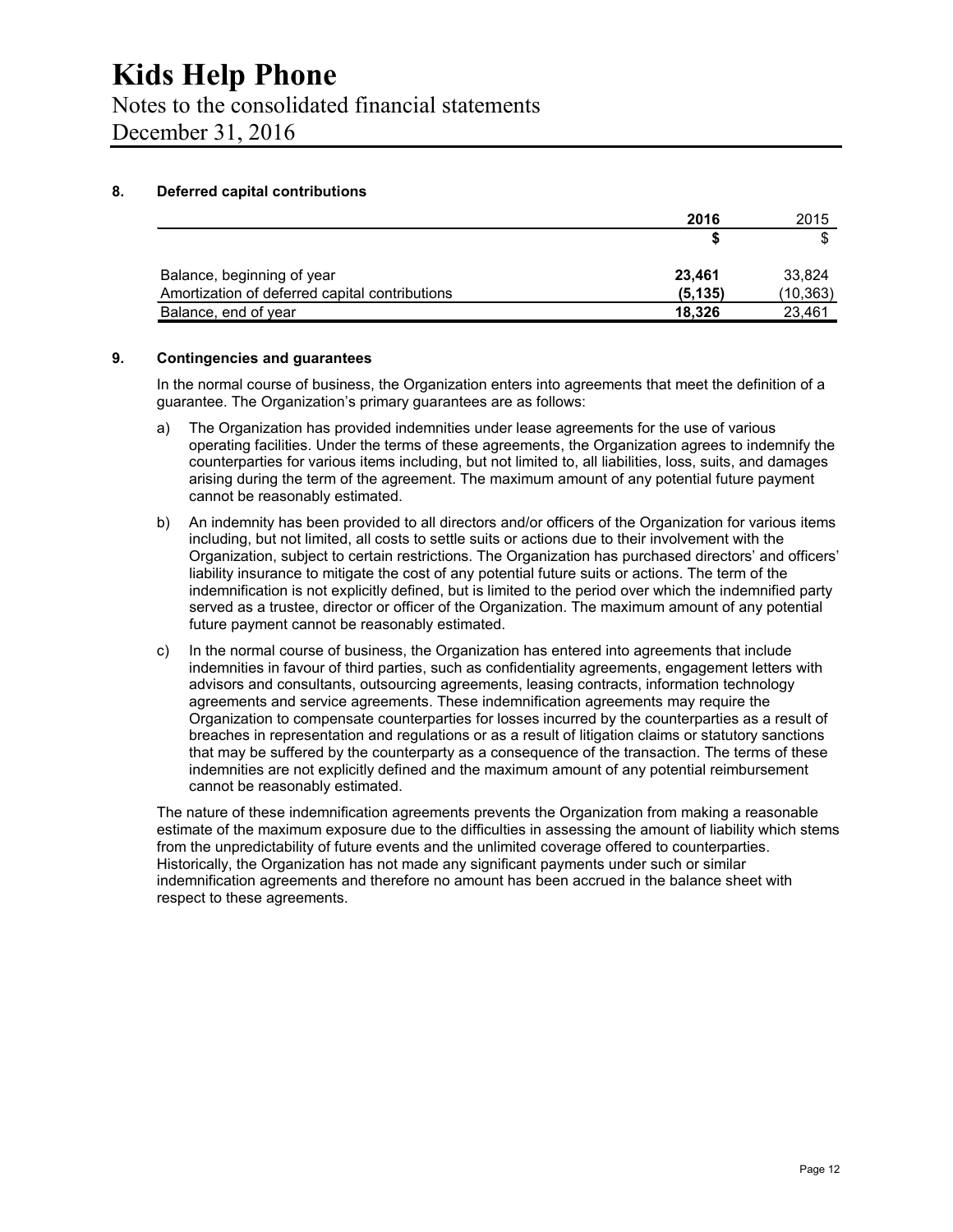# Kids Help Phone

Notes to the consolidated financial statements
December 31, 2016

## 8. Deferred capital contributions

| | 2016 | 2015 |
|---|---|---|
| | **$** | $ |
| Balance, beginning of year | **23,461** | 33,824 |
| Amortization of deferred capital contributions | **(5,135)** | (10,363) |
| Balance, end of year | **18,326** | 23,461 |

## 9. Contingencies and guarantees

In the normal course of business, the Organization enters into agreements that meet the definition of a guarantee. The Organization's primary guarantees are as follows:

a) The Organization has provided indemnities under lease agreements for the use of various operating facilities. Under the terms of these agreements, the Organization agrees to indemnify the counterparties for various items including, but not limited to, all liabilities, loss, suits, and damages arising during the term of the agreement. The maximum amount of any potential future payment cannot be reasonably estimated.

b) An indemnity has been provided to all directors and/or officers of the Organization for various items including, but not limited, all costs to settle suits or actions due to their involvement with the Organization, subject to certain restrictions. The Organization has purchased directors' and officers' liability insurance to mitigate the cost of any potential future suits or actions. The term of the indemnification is not explicitly defined, but is limited to the period over which the indemnified party served as a trustee, director or officer of the Organization. The maximum amount of any potential future payment cannot be reasonably estimated.

c) In the normal course of business, the Organization has entered into agreements that include indemnities in favour of third parties, such as confidentiality agreements, engagement letters with advisors and consultants, outsourcing agreements, leasing contracts, information technology agreements and service agreements. These indemnification agreements may require the Organization to compensate counterparties for losses incurred by the counterparties as a result of breaches in representation and regulations or as a result of litigation claims or statutory sanctions that may be suffered by the counterparty as a consequence of the transaction. The terms of these indemnities are not explicitly defined and the maximum amount of any potential reimbursement cannot be reasonably estimated.

The nature of these indemnification agreements prevents the Organization from making a reasonable estimate of the maximum exposure due to the difficulties in assessing the amount of liability which stems from the unpredictability of future events and the unlimited coverage offered to counterparties. Historically, the Organization has not made any significant payments under such or similar indemnification agreements and therefore no amount has been accrued in the balance sheet with respect to these agreements.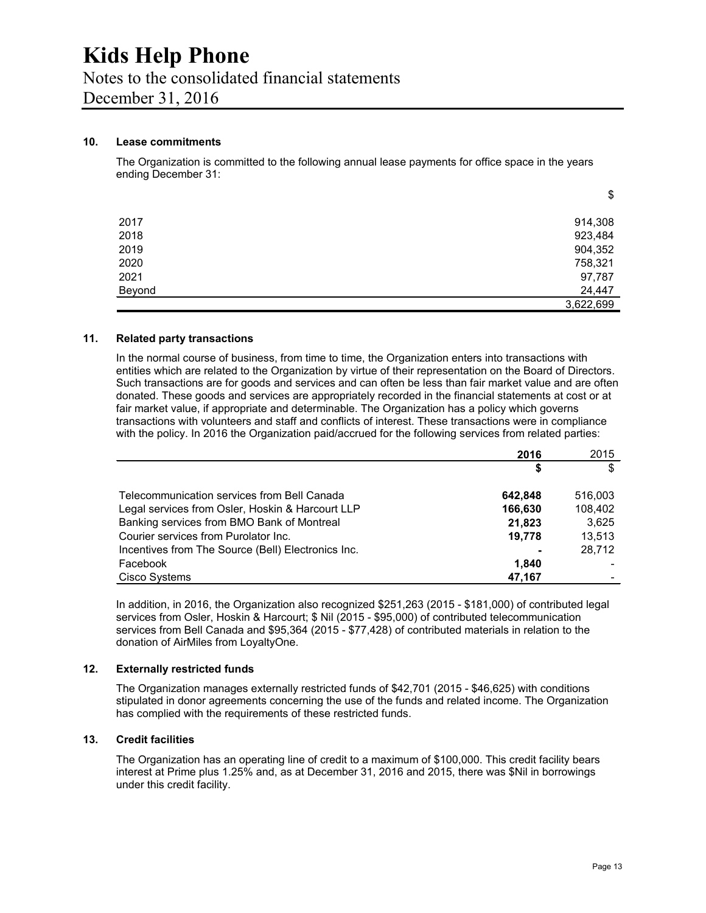# Kids Help Phone

Notes to the consolidated financial statements
December 31, 2016

## 10. Lease commitments

The Organization is committed to the following annual lease payments for office space in the years ending December 31:

| | $ |
|---|---|
| 2017 | 914,308 |
| 2018 | 923,484 |
| 2019 | 904,352 |
| 2020 | 758,321 |
| 2021 | 97,787 |
| Beyond | 24,447 |
| | 3,622,699 |

## 11. Related party transactions

In the normal course of business, from time to time, the Organization enters into transactions with entities which are related to the Organization by virtue of their representation on the Board of Directors. Such transactions are for goods and services and can often be less than fair market value and are often donated. These goods and services are appropriately recorded in the financial statements at cost or at fair market value, if appropriate and determinable. The Organization has a policy which governs transactions with volunteers and staff and conflicts of interest. These transactions were in compliance with the policy. In 2016 the Organization paid/accrued for the following services from related parties:

| | **2016** | 2015 |
|---|---|---|
| | **$** | $ |
| Telecommunication services from Bell Canada | **642,848** | 516,003 |
| Legal services from Osler, Hoskin & Harcourt LLP | **166,630** | 108,402 |
| Banking services from BMO Bank of Montreal | **21,823** | 3,625 |
| Courier services from Purolator Inc. | **19,778** | 13,513 |
| Incentives from The Source (Bell) Electronics Inc. | **-** | 28,712 |
| Facebook | **1,840** | - |
| Cisco Systems | **47,167** | - |

In addition, in 2016, the Organization also recognized $251,263 (2015 - $181,000) of contributed legal services from Osler, Hoskin & Harcourt; $ Nil (2015 - $95,000) of contributed telecommunication services from Bell Canada and $95,364 (2015 - $77,428) of contributed materials in relation to the donation of AirMiles from LoyaltyOne.

## 12. Externally restricted funds

The Organization manages externally restricted funds of $42,701 (2015 - $46,625) with conditions stipulated in donor agreements concerning the use of the funds and related income. The Organization has complied with the requirements of these restricted funds.

## 13. Credit facilities

The Organization has an operating line of credit to a maximum of $100,000. This credit facility bears interest at Prime plus 1.25% and, as at December 31, 2016 and 2015, there was $Nil in borrowings under this credit facility.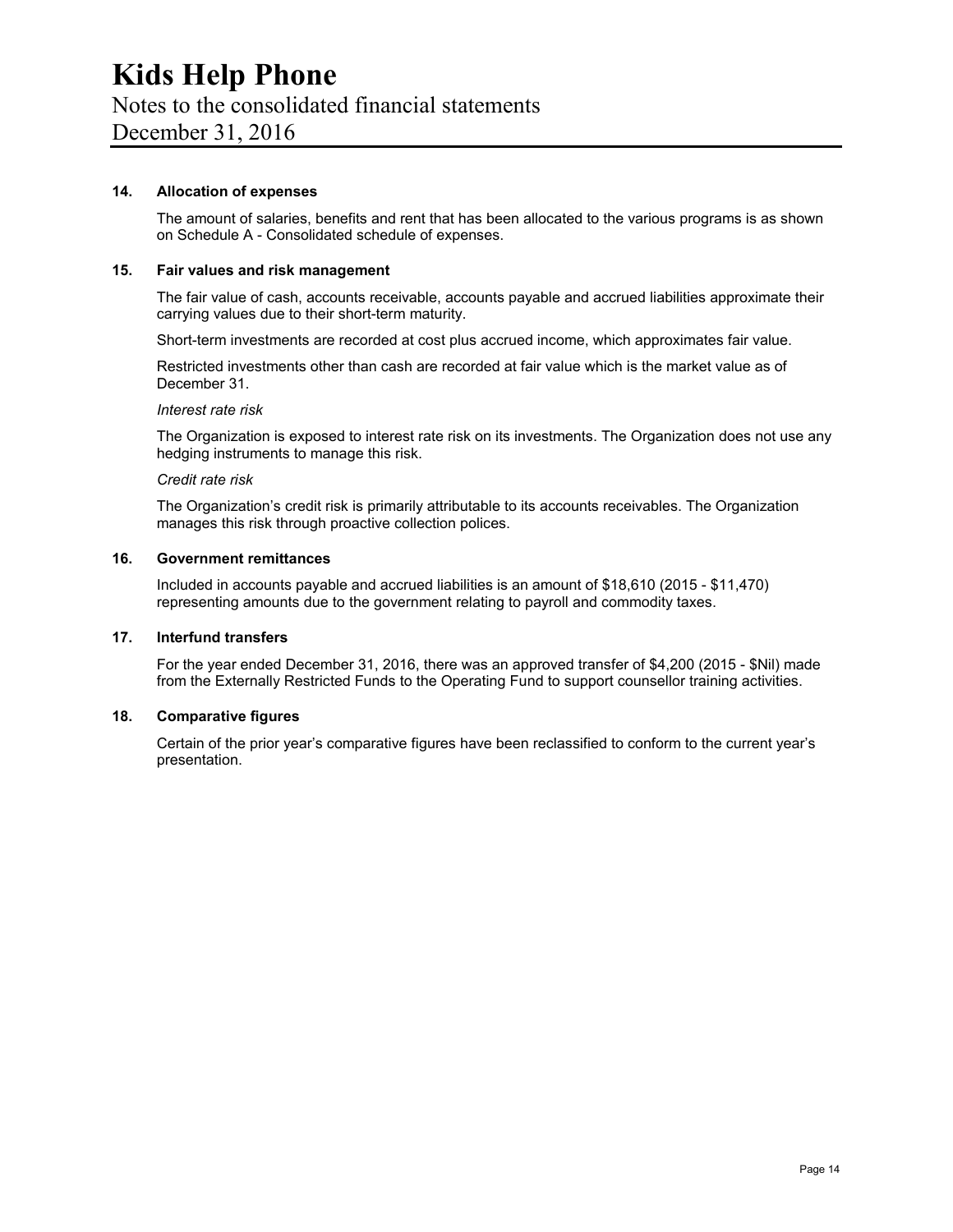# Kids Help Phone

Notes to the consolidated financial statements
December 31, 2016

### 14. Allocation of expenses

The amount of salaries, benefits and rent that has been allocated to the various programs is as shown on Schedule A - Consolidated schedule of expenses.

### 15. Fair values and risk management

The fair value of cash, accounts receivable, accounts payable and accrued liabilities approximate their carrying values due to their short-term maturity.

Short-term investments are recorded at cost plus accrued income, which approximates fair value.

Restricted investments other than cash are recorded at fair value which is the market value as of December 31.

*Interest rate risk*

The Organization is exposed to interest rate risk on its investments. The Organization does not use any hedging instruments to manage this risk.

*Credit rate risk*

The Organization's credit risk is primarily attributable to its accounts receivables. The Organization manages this risk through proactive collection polices.

### 16. Government remittances

Included in accounts payable and accrued liabilities is an amount of $18,610 (2015 - $11,470) representing amounts due to the government relating to payroll and commodity taxes.

### 17. Interfund transfers

For the year ended December 31, 2016, there was an approved transfer of $4,200 (2015 - $Nil) made from the Externally Restricted Funds to the Operating Fund to support counsellor training activities.

### 18. Comparative figures

Certain of the prior year's comparative figures have been reclassified to conform to the current year's presentation.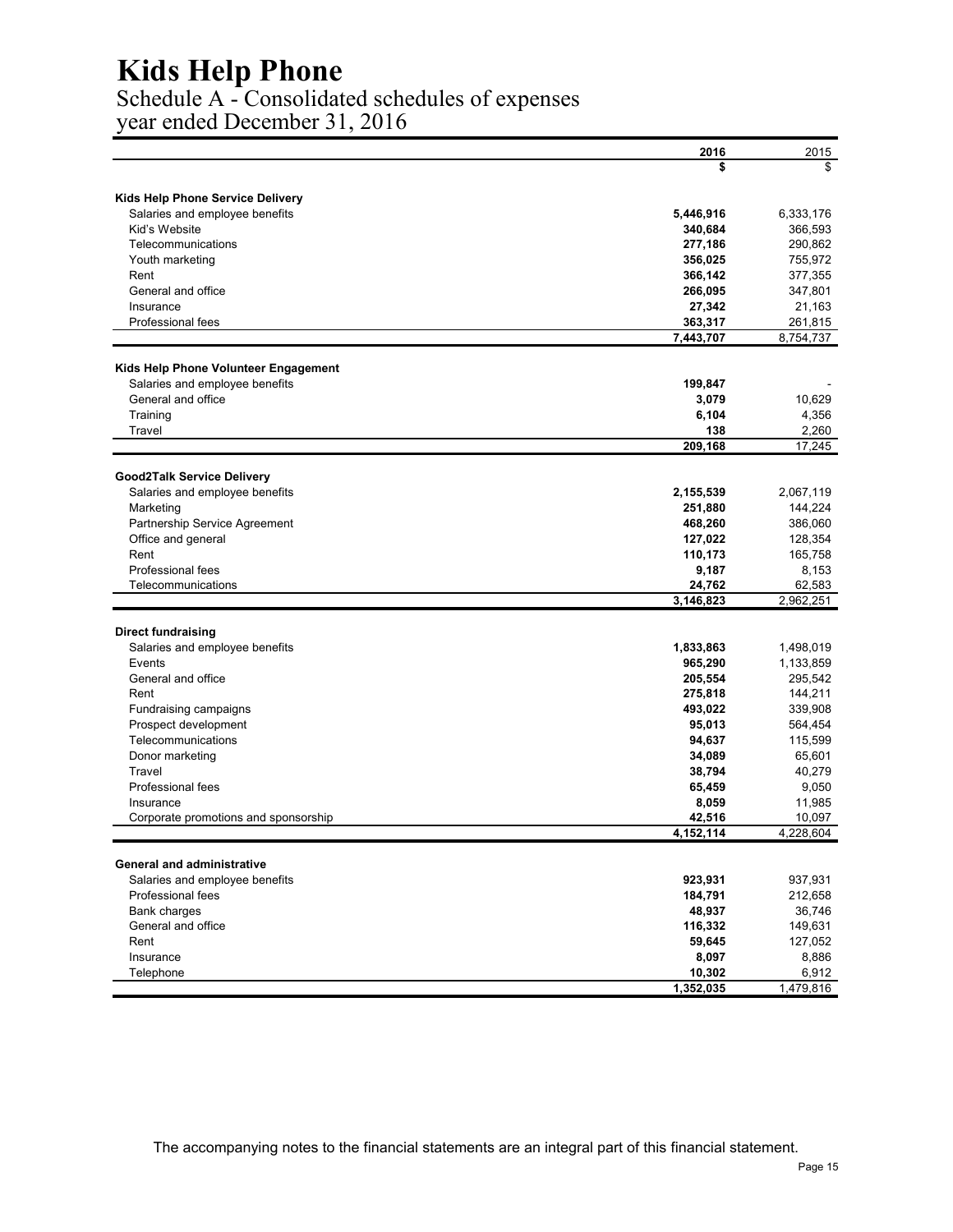# Kids Help Phone

## Schedule A - Consolidated schedules of expenses

### year ended December 31, 2016

| | 2016 | 2015 |
|---|---|---|
| | **$** | $ |
| **Kids Help Phone Service Delivery** | | |
| Salaries and employee benefits | **5,446,916** | 6,333,176 |
| Kid's Website | **340,684** | 366,593 |
| Telecommunications | **277,186** | 290,862 |
| Youth marketing | **356,025** | 755,972 |
| Rent | **366,142** | 377,355 |
| General and office | **266,095** | 347,801 |
| Insurance | **27,342** | 21,163 |
| Professional fees | **363,317** | 261,815 |
| | **7,443,707** | 8,754,737 |
| **Kids Help Phone Volunteer Engagement** | | |
| Salaries and employee benefits | **199,847** | - |
| General and office | **3,079** | 10,629 |
| Training | **6,104** | 4,356 |
| Travel | **138** | 2,260 |
| | **209,168** | 17,245 |
| **Good2Talk Service Delivery** | | |
| Salaries and employee benefits | **2,155,539** | 2,067,119 |
| Marketing | **251,880** | 144,224 |
| Partnership Service Agreement | **468,260** | 386,060 |
| Office and general | **127,022** | 128,354 |
| Rent | **110,173** | 165,758 |
| Professional fees | **9,187** | 8,153 |
| Telecommunications | **24,762** | 62,583 |
| | **3,146,823** | 2,962,251 |
| **Direct fundraising** | | |
| Salaries and employee benefits | **1,833,863** | 1,498,019 |
| Events | **965,290** | 1,133,859 |
| General and office | **205,554** | 295,542 |
| Rent | **275,818** | 144,211 |
| Fundraising campaigns | **493,022** | 339,908 |
| Prospect development | **95,013** | 564,454 |
| Telecommunications | **94,637** | 115,599 |
| Donor marketing | **34,089** | 65,601 |
| Travel | **38,794** | 40,279 |
| Professional fees | **65,459** | 9,050 |
| Insurance | **8,059** | 11,985 |
| Corporate promotions and sponsorship | **42,516** | 10,097 |
| | **4,152,114** | 4,228,604 |
| **General and administrative** | | |
| Salaries and employee benefits | **923,931** | 937,931 |
| Professional fees | **184,791** | 212,658 |
| Bank charges | **48,937** | 36,746 |
| General and office | **116,332** | 149,631 |
| Rent | **59,645** | 127,052 |
| Insurance | **8,097** | 8,886 |
| Telephone | **10,302** | 6,912 |
| | **1,352,035** | 1,479,816 |

The accompanying notes to the financial statements are an integral part of this financial statement.